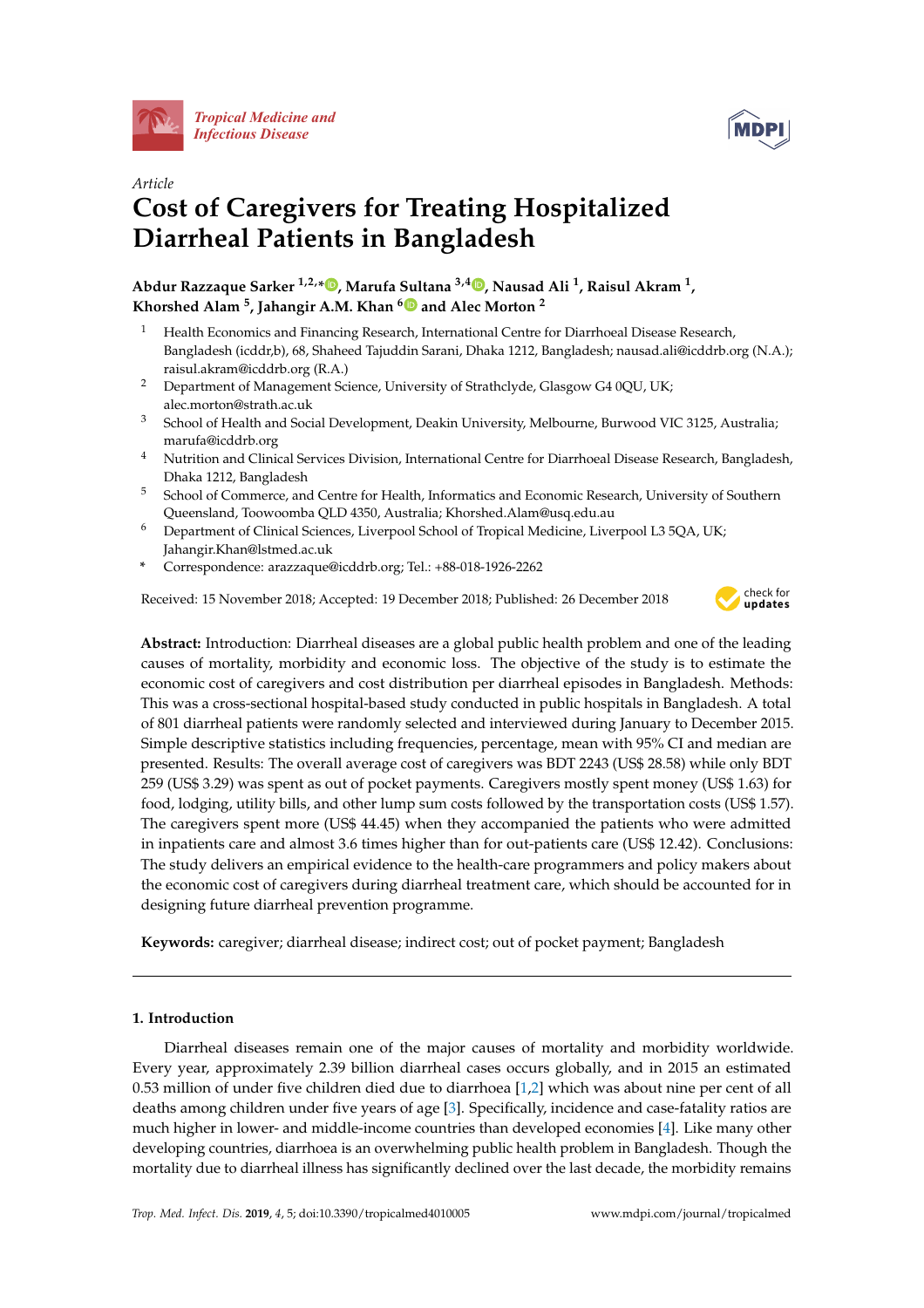*Article*

# Cost of Caregivers for Treating Hospitalized Diarrheal Patients in Bangladesh

**Abdur Razzaque Sarker [1,2,*], Marufa Sultana [3,4], Nausad Ali [1], Raisul Akram [1], Khorshed Alam [5], Jahangir A.M. Khan [6] and Alec Morton [2]**

1. Health Economics and Financing Research, International Centre for Diarrhoeal Disease Research, Bangladesh (icddr,b), 68, Shaheed Tajuddin Sarani, Dhaka 1212, Bangladesh; nausad.ali@icddrb.org (N.A.); raisul.akram@icddrb.org (R.A.)
2. Department of Management Science, University of Strathclyde, Glasgow G4 0QU, UK; alec.morton@strath.ac.uk
3. School of Health and Social Development, Deakin University, Melbourne, Burwood VIC 3125, Australia; marufa@icddrb.org
4. Nutrition and Clinical Services Division, International Centre for Diarrhoeal Disease Research, Bangladesh, Dhaka 1212, Bangladesh
5. School of Commerce, and Centre for Health, Informatics and Economic Research, University of Southern Queensland, Toowoomba QLD 4350, Australia; Khorshed.Alam@usq.edu.au
6. Department of Clinical Sciences, Liverpool School of Tropical Medicine, Liverpool L3 5QA, UK; Jahangir.Khan@lstmed.ac.uk

\* Correspondence: arazzaque@icddrb.org; Tel.: +88-018-1926-2262

Received: 15 November 2018; Accepted: 19 December 2018; Published: 26 December 2018

**Abstract:** Introduction: Diarrheal diseases are a global public health problem and one of the leading causes of mortality, morbidity and economic loss. The objective of the study is to estimate the economic cost of caregivers and cost distribution per diarrheal episodes in Bangladesh. Methods: This was a cross-sectional hospital-based study conducted in public hospitals in Bangladesh. A total of 801 diarrheal patients were randomly selected and interviewed during January to December 2015. Simple descriptive statistics including frequencies, percentage, mean with 95% CI and median are presented. Results: The overall average cost of caregivers was BDT 2243 (US$ 28.58) while only BDT 259 (US$ 3.29) was spent as out of pocket payments. Caregivers mostly spent money (US$ 1.63) for food, lodging, utility bills, and other lump sum costs followed by the transportation costs (US$ 1.57). The caregivers spent more (US$ 44.45) when they accompanied the patients who were admitted in inpatients care and almost 3.6 times higher than for out-patients care (US$ 12.42). Conclusions: The study delivers an empirical evidence to the health-care programmers and policy makers about the economic cost of caregivers during diarrheal treatment care, which should be accounted for in designing future diarrheal prevention programme.

**Keywords:** caregiver; diarrheal disease; indirect cost; out of pocket payment; Bangladesh

## 1. Introduction

Diarrheal diseases remain one of the major causes of mortality and morbidity worldwide. Every year, approximately 2.39 billion diarrheal cases occurs globally, and in 2015 an estimated 0.53 million of under five children died due to diarrhoea [1,2] which was about nine per cent of all deaths among children under five years of age [3]. Specifically, incidence and case-fatality ratios are much higher in lower- and middle-income countries than developed economies [4]. Like many other developing countries, diarrhoea is an overwhelming public health problem in Bangladesh. Though the mortality due to diarrheal illness has significantly declined over the last decade, the morbidity remains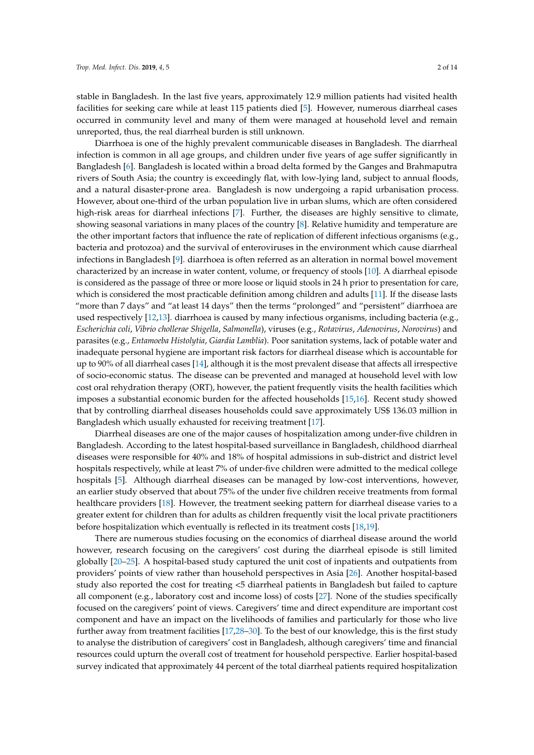stable in Bangladesh. In the last five years, approximately 12.9 million patients had visited health facilities for seeking care while at least 115 patients died [5]. However, numerous diarrheal cases occurred in community level and many of them were managed at household level and remain unreported, thus, the real diarrheal burden is still unknown.

Diarrhoea is one of the highly prevalent communicable diseases in Bangladesh. The diarrheal infection is common in all age groups, and children under five years of age suffer significantly in Bangladesh [6]. Bangladesh is located within a broad delta formed by the Ganges and Brahmaputra rivers of South Asia; the country is exceedingly flat, with low-lying land, subject to annual floods, and a natural disaster-prone area. Bangladesh is now undergoing a rapid urbanisation process. However, about one-third of the urban population live in urban slums, which are often considered high-risk areas for diarrheal infections [7]. Further, the diseases are highly sensitive to climate, showing seasonal variations in many places of the country [8]. Relative humidity and temperature are the other important factors that influence the rate of replication of different infectious organisms (e.g., bacteria and protozoa) and the survival of enteroviruses in the environment which cause diarrheal infections in Bangladesh [9]. diarrhoea is often referred as an alteration in normal bowel movement characterized by an increase in water content, volume, or frequency of stools [10]. A diarrheal episode is considered as the passage of three or more loose or liquid stools in 24 h prior to presentation for care, which is considered the most practicable definition among children and adults [11]. If the disease lasts "more than 7 days" and "at least 14 days" then the terms "prolonged" and "persistent" diarrhoea are used respectively [12,13]. diarrhoea is caused by many infectious organisms, including bacteria (e.g., *Escherichia coli*, *Vibrio chollerae Shigella*, *Salmonella*), viruses (e.g., *Rotavirus*, *Adenovirus*, *Norovirus*) and parasites (e.g., *Entamoeba Histolytia*, *Giardia Lamblia*). Poor sanitation systems, lack of potable water and inadequate personal hygiene are important risk factors for diarrheal disease which is accountable for up to 90% of all diarrheal cases [14], although it is the most prevalent disease that affects all irrespective of socio-economic status. The disease can be prevented and managed at household level with low cost oral rehydration therapy (ORT), however, the patient frequently visits the health facilities which imposes a substantial economic burden for the affected households [15,16]. Recent study showed that by controlling diarrheal diseases households could save approximately US$ 136.03 million in Bangladesh which usually exhausted for receiving treatment [17].

Diarrheal diseases are one of the major causes of hospitalization among under-five children in Bangladesh. According to the latest hospital-based surveillance in Bangladesh, childhood diarrheal diseases were responsible for 40% and 18% of hospital admissions in sub-district and district level hospitals respectively, while at least 7% of under-five children were admitted to the medical college hospitals [5]. Although diarrheal diseases can be managed by low-cost interventions, however, an earlier study observed that about 75% of the under five children receive treatments from formal healthcare providers [18]. However, the treatment seeking pattern for diarrheal disease varies to a greater extent for children than for adults as children frequently visit the local private practitioners before hospitalization which eventually is reflected in its treatment costs [18,19].

There are numerous studies focusing on the economics of diarrheal disease around the world however, research focusing on the caregivers' cost during the diarrheal episode is still limited globally [20–25]. A hospital-based study captured the unit cost of inpatients and outpatients from providers' points of view rather than household perspectives in Asia [26]. Another hospital-based study also reported the cost for treating <5 diarrheal patients in Bangladesh but failed to capture all component (e.g., laboratory cost and income loss) of costs [27]. None of the studies specifically focused on the caregivers' point of views. Caregivers' time and direct expenditure are important cost component and have an impact on the livelihoods of families and particularly for those who live further away from treatment facilities [17,28–30]. To the best of our knowledge, this is the first study to analyse the distribution of caregivers' cost in Bangladesh, although caregivers' time and financial resources could upturn the overall cost of treatment for household perspective. Earlier hospital-based survey indicated that approximately 44 percent of the total diarrheal patients required hospitalization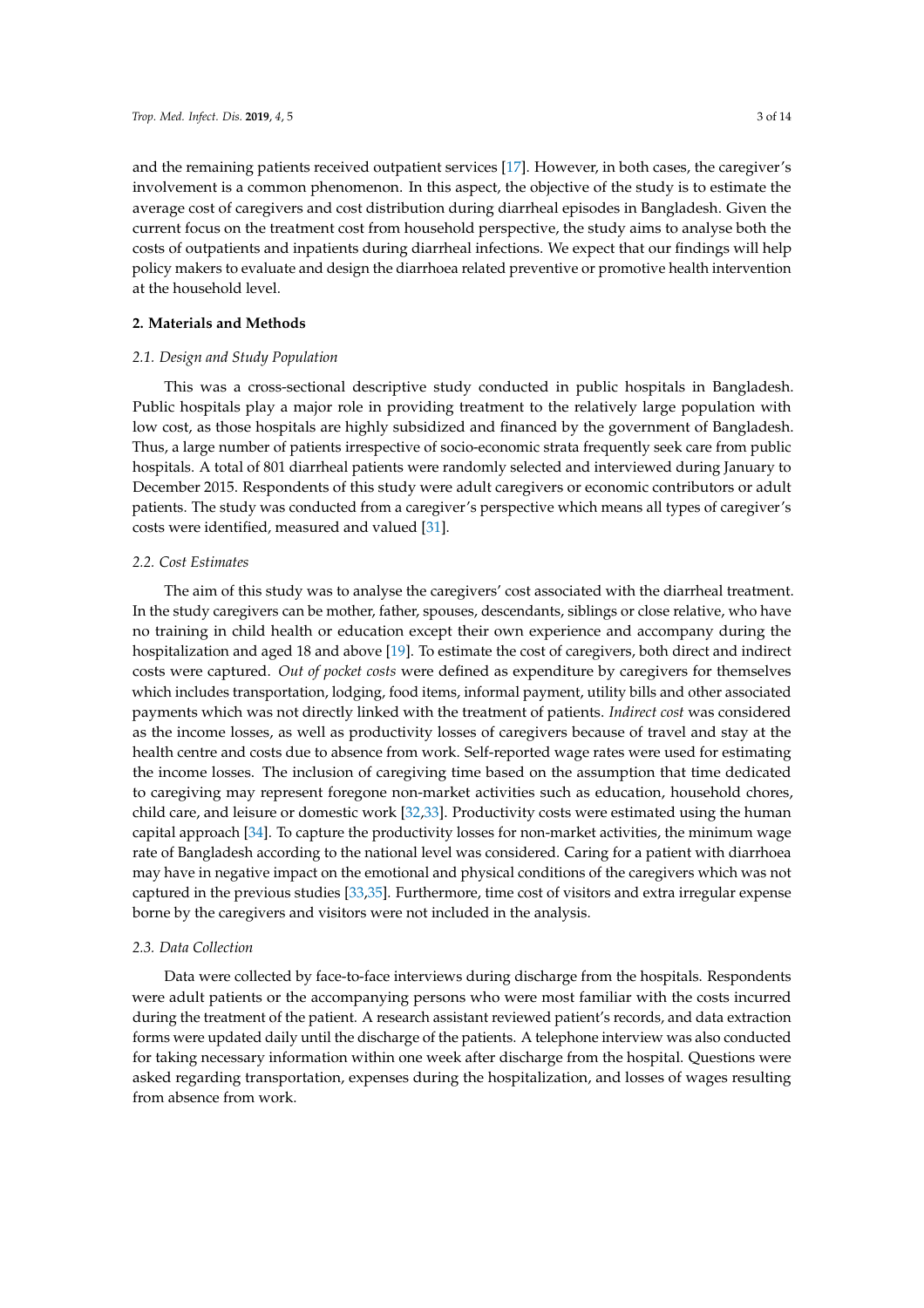and the remaining patients received outpatient services [17]. However, in both cases, the caregiver's involvement is a common phenomenon. In this aspect, the objective of the study is to estimate the average cost of caregivers and cost distribution during diarrheal episodes in Bangladesh. Given the current focus on the treatment cost from household perspective, the study aims to analyse both the costs of outpatients and inpatients during diarrheal infections. We expect that our findings will help policy makers to evaluate and design the diarrhoea related preventive or promotive health intervention at the household level.

## 2. Materials and Methods

### *2.1. Design and Study Population*

This was a cross-sectional descriptive study conducted in public hospitals in Bangladesh. Public hospitals play a major role in providing treatment to the relatively large population with low cost, as those hospitals are highly subsidized and financed by the government of Bangladesh. Thus, a large number of patients irrespective of socio-economic strata frequently seek care from public hospitals. A total of 801 diarrheal patients were randomly selected and interviewed during January to December 2015. Respondents of this study were adult caregivers or economic contributors or adult patients. The study was conducted from a caregiver's perspective which means all types of caregiver's costs were identified, measured and valued [31].

### *2.2. Cost Estimates*

The aim of this study was to analyse the caregivers' cost associated with the diarrheal treatment. In the study caregivers can be mother, father, spouses, descendants, siblings or close relative, who have no training in child health or education except their own experience and accompany during the hospitalization and aged 18 and above [19]. To estimate the cost of caregivers, both direct and indirect costs were captured. *Out of pocket costs* were defined as expenditure by caregivers for themselves which includes transportation, lodging, food items, informal payment, utility bills and other associated payments which was not directly linked with the treatment of patients. *Indirect cost* was considered as the income losses, as well as productivity losses of caregivers because of travel and stay at the health centre and costs due to absence from work. Self-reported wage rates were used for estimating the income losses. The inclusion of caregiving time based on the assumption that time dedicated to caregiving may represent foregone non-market activities such as education, household chores, child care, and leisure or domestic work [32,33]. Productivity costs were estimated using the human capital approach [34]. To capture the productivity losses for non-market activities, the minimum wage rate of Bangladesh according to the national level was considered. Caring for a patient with diarrhoea may have in negative impact on the emotional and physical conditions of the caregivers which was not captured in the previous studies [33,35]. Furthermore, time cost of visitors and extra irregular expense borne by the caregivers and visitors were not included in the analysis.

### *2.3. Data Collection*

Data were collected by face-to-face interviews during discharge from the hospitals. Respondents were adult patients or the accompanying persons who were most familiar with the costs incurred during the treatment of the patient. A research assistant reviewed patient's records, and data extraction forms were updated daily until the discharge of the patients. A telephone interview was also conducted for taking necessary information within one week after discharge from the hospital. Questions were asked regarding transportation, expenses during the hospitalization, and losses of wages resulting from absence from work.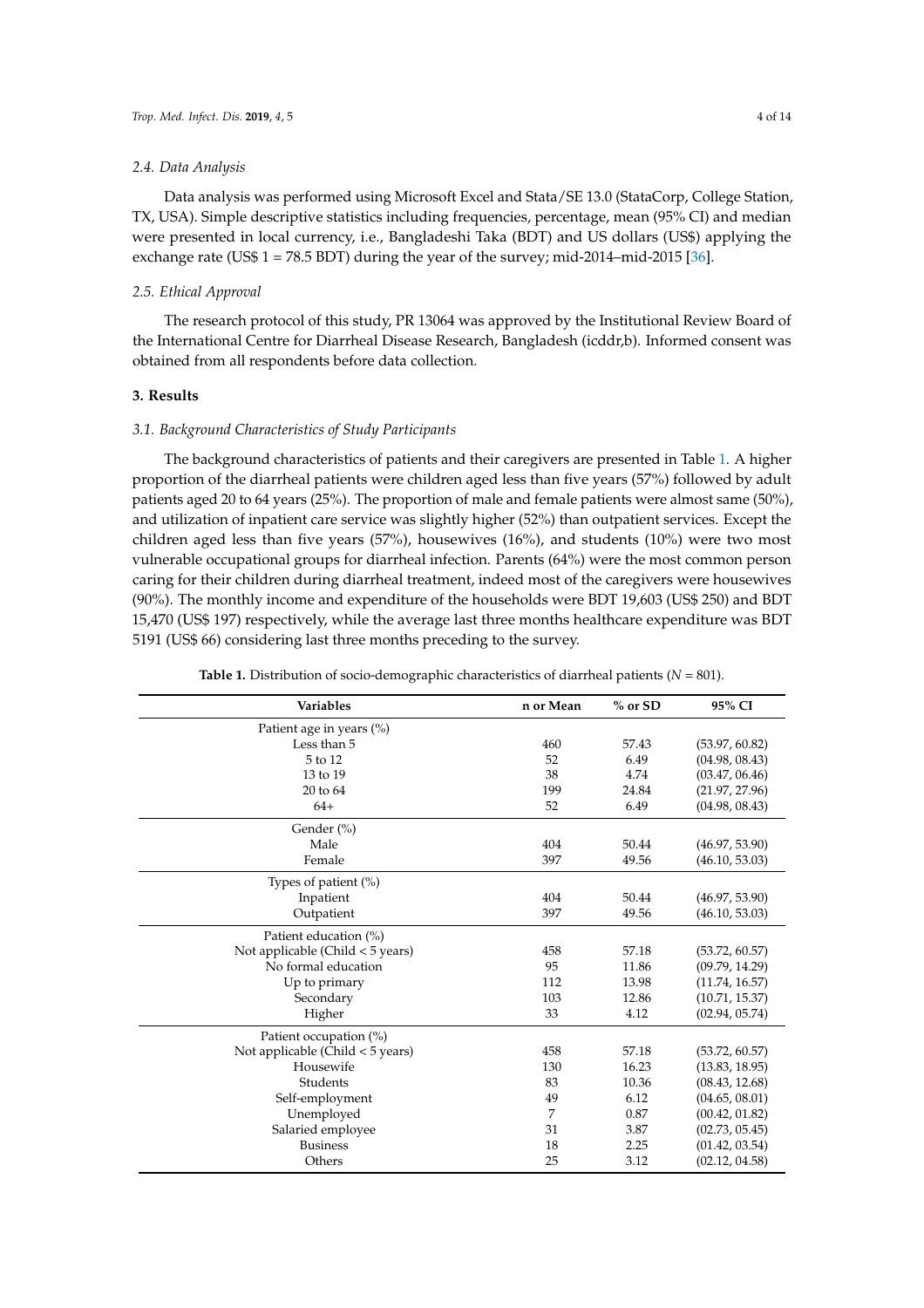### 2.4. Data Analysis

Data analysis was performed using Microsoft Excel and Stata/SE 13.0 (StataCorp, College Station, TX, USA). Simple descriptive statistics including frequencies, percentage, mean (95% CI) and median were presented in local currency, i.e., Bangladeshi Taka (BDT) and US dollars (US$) applying the exchange rate (US$ 1 = 78.5 BDT) during the year of the survey; mid-2014–mid-2015 [36].

### 2.5. Ethical Approval

The research protocol of this study, PR 13064 was approved by the Institutional Review Board of the International Centre for Diarrheal Disease Research, Bangladesh (icddr,b). Informed consent was obtained from all respondents before data collection.

## 3. Results

### 3.1. Background Characteristics of Study Participants

The background characteristics of patients and their caregivers are presented in Table 1. A higher proportion of the diarrheal patients were children aged less than five years (57%) followed by adult patients aged 20 to 64 years (25%). The proportion of male and female patients were almost same (50%), and utilization of inpatient care service was slightly higher (52%) than outpatient services. Except the children aged less than five years (57%), housewives (16%), and students (10%) were two most vulnerable occupational groups for diarrheal infection. Parents (64%) were the most common person caring for their children during diarrheal treatment, indeed most of the caregivers were housewives (90%). The monthly income and expenditure of the households were BDT 19,603 (US$ 250) and BDT 15,470 (US$ 197) respectively, while the average last three months healthcare expenditure was BDT 5191 (US$ 66) considering last three months preceding to the survey.

**Table 1.** Distribution of socio-demographic characteristics of diarrheal patients ($N$ = 801).

| Variables | n or Mean | % or SD | 95% CI |
|---|---|---|---|
| Patient age in years (%) | | | |
| Less than 5 | 460 | 57.43 | (53.97, 60.82) |
| 5 to 12 | 52 | 6.49 | (04.98, 08.43) |
| 13 to 19 | 38 | 4.74 | (03.47, 06.46) |
| 20 to 64 | 199 | 24.84 | (21.97, 27.96) |
| 64+ | 52 | 6.49 | (04.98, 08.43) |
| Gender (%) | | | |
| Male | 404 | 50.44 | (46.97, 53.90) |
| Female | 397 | 49.56 | (46.10, 53.03) |
| Types of patient (%) | | | |
| Inpatient | 404 | 50.44 | (46.97, 53.90) |
| Outpatient | 397 | 49.56 | (46.10, 53.03) |
| Patient education (%) | | | |
| Not applicable (Child < 5 years) | 458 | 57.18 | (53.72, 60.57) |
| No formal education | 95 | 11.86 | (09.79, 14.29) |
| Up to primary | 112 | 13.98 | (11.74, 16.57) |
| Secondary | 103 | 12.86 | (10.71, 15.37) |
| Higher | 33 | 4.12 | (02.94, 05.74) |
| Patient occupation (%) | | | |
| Not applicable (Child < 5 years) | 458 | 57.18 | (53.72, 60.57) |
| Housewife | 130 | 16.23 | (13.83, 18.95) |
| Students | 83 | 10.36 | (08.43, 12.68) |
| Self-employment | 49 | 6.12 | (04.65, 08.01) |
| Unemployed | 7 | 0.87 | (00.42, 01.82) |
| Salaried employee | 31 | 3.87 | (02.73, 05.45) |
| Business | 18 | 2.25 | (01.42, 03.54) |
| Others | 25 | 3.12 | (02.12, 04.58) |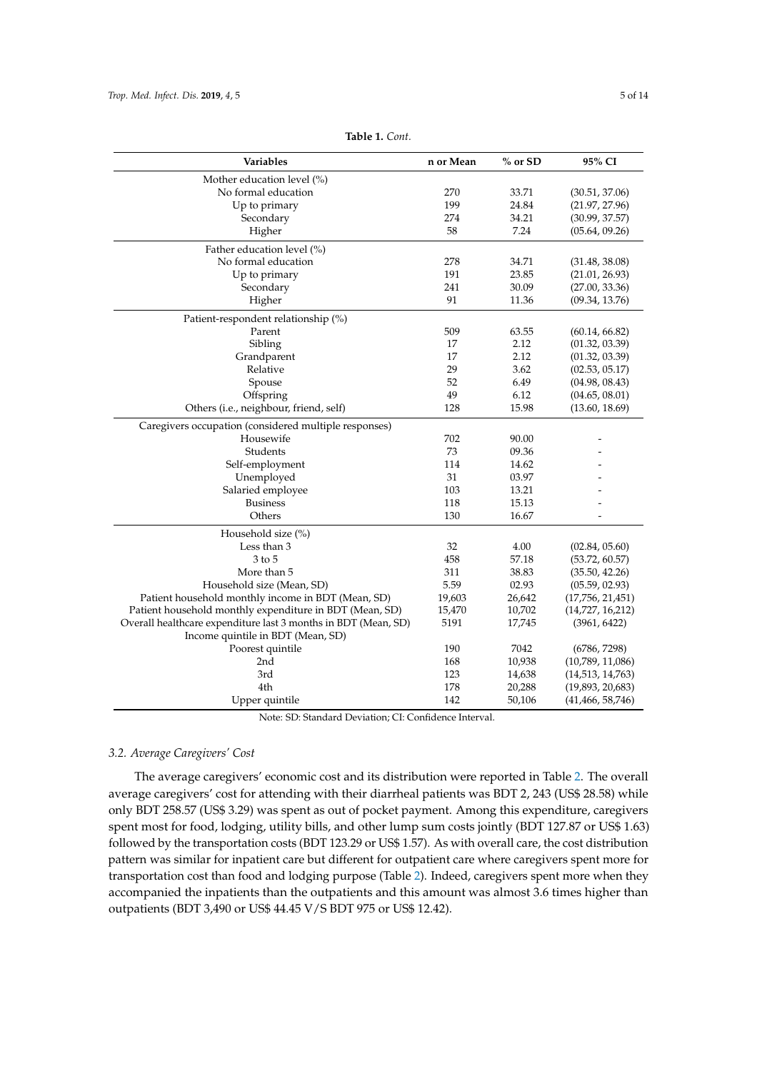**Table 1.** *Cont.*

| Variables | n or Mean | % or SD | 95% CI |
|---|---|---|---|
| Mother education level (%) | | | |
| No formal education | 270 | 33.71 | (30.51, 37.06) |
| Up to primary | 199 | 24.84 | (21.97, 27.96) |
| Secondary | 274 | 34.21 | (30.99, 37.57) |
| Higher | 58 | 7.24 | (05.64, 09.26) |
| Father education level (%) | | | |
| No formal education | 278 | 34.71 | (31.48, 38.08) |
| Up to primary | 191 | 23.85 | (21.01, 26.93) |
| Secondary | 241 | 30.09 | (27.00, 33.36) |
| Higher | 91 | 11.36 | (09.34, 13.76) |
| Patient-respondent relationship (%) | | | |
| Parent | 509 | 63.55 | (60.14, 66.82) |
| Sibling | 17 | 2.12 | (01.32, 03.39) |
| Grandparent | 17 | 2.12 | (01.32, 03.39) |
| Relative | 29 | 3.62 | (02.53, 05.17) |
| Spouse | 52 | 6.49 | (04.98, 08.43) |
| Offspring | 49 | 6.12 | (04.65, 08.01) |
| Others (i.e., neighbour, friend, self) | 128 | 15.98 | (13.60, 18.69) |
| Caregivers occupation (considered multiple responses) | | | |
| Housewife | 702 | 90.00 | - |
| Students | 73 | 09.36 | - |
| Self-employment | 114 | 14.62 | - |
| Unemployed | 31 | 03.97 | - |
| Salaried employee | 103 | 13.21 | - |
| Business | 118 | 15.13 | - |
| Others | 130 | 16.67 | - |
| Household size (%) | | | |
| Less than 3 | 32 | 4.00 | (02.84, 05.60) |
| 3 to 5 | 458 | 57.18 | (53.72, 60.57) |
| More than 5 | 311 | 38.83 | (35.50, 42.26) |
| Household size (Mean, SD) | 5.59 | 02.93 | (05.59, 02.93) |
| Patient household monthly income in BDT (Mean, SD) | 19,603 | 26,642 | (17,756, 21,451) |
| Patient household monthly expenditure in BDT (Mean, SD) | 15,470 | 10,702 | (14,727, 16,212) |
| Overall healthcare expenditure last 3 months in BDT (Mean, SD) | 5191 | 17,745 | (3961, 6422) |
| Income quintile in BDT (Mean, SD) | | | |
| Poorest quintile | 190 | 7042 | (6786, 7298) |
| 2nd | 168 | 10,938 | (10,789, 11,086) |
| 3rd | 123 | 14,638 | (14,513, 14,763) |
| 4th | 178 | 20,288 | (19,893, 20,683) |
| Upper quintile | 142 | 50,106 | (41,466, 58,746) |

Note: SD: Standard Deviation; CI: Confidence Interval.

### 3.2. Average Caregivers' Cost

The average caregivers' economic cost and its distribution were reported in Table 2. The overall average caregivers' cost for attending with their diarrheal patients was BDT 2, 243 (US$ 28.58) while only BDT 258.57 (US$ 3.29) was spent as out of pocket payment. Among this expenditure, caregivers spent most for food, lodging, utility bills, and other lump sum costs jointly (BDT 127.87 or US$ 1.63) followed by the transportation costs (BDT 123.29 or US$ 1.57). As with overall care, the cost distribution pattern was similar for inpatient care but different for outpatient care where caregivers spent more for transportation cost than food and lodging purpose (Table 2). Indeed, caregivers spent more when they accompanied the inpatients than the outpatients and this amount was almost 3.6 times higher than outpatients (BDT 3,490 or US$ 44.45 V/S BDT 975 or US$ 12.42).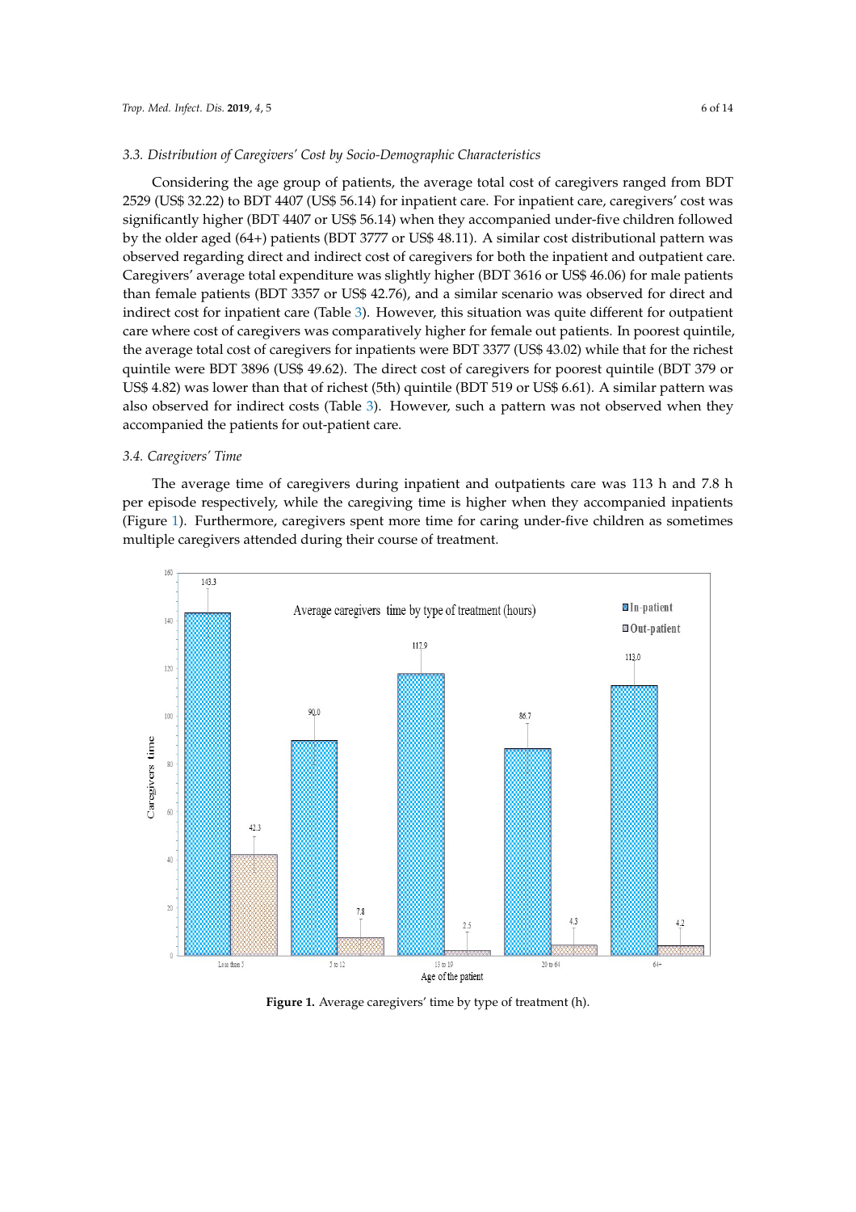### 3.3. Distribution of Caregivers' Cost by Socio-Demographic Characteristics

Considering the age group of patients, the average total cost of caregivers ranged from BDT 2529 (US$ 32.22) to BDT 4407 (US$ 56.14) for inpatient care. For inpatient care, caregivers' cost was significantly higher (BDT 4407 or US$ 56.14) when they accompanied under-five children followed by the older aged (64+) patients (BDT 3777 or US$ 48.11). A similar cost distributional pattern was observed regarding direct and indirect cost of caregivers for both the inpatient and outpatient care. Caregivers' average total expenditure was slightly higher (BDT 3616 or US$ 46.06) for male patients than female patients (BDT 3357 or US$ 42.76), and a similar scenario was observed for direct and indirect cost for inpatient care (Table 3). However, this situation was quite different for outpatient care where cost of caregivers was comparatively higher for female out patients. In poorest quintile, the average total cost of caregivers for inpatients were BDT 3377 (US$ 43.02) while that for the richest quintile were BDT 3896 (US$ 49.62). The direct cost of caregivers for poorest quintile (BDT 379 or US$ 4.82) was lower than that of richest (5th) quintile (BDT 519 or US$ 6.61). A similar pattern was also observed for indirect costs (Table 3). However, such a pattern was not observed when they accompanied the patients for out-patient care.

### 3.4. Caregivers' Time

The average time of caregivers during inpatient and outpatients care was 113 h and 7.8 h per episode respectively, while the caregiving time is higher when they accompanied inpatients (Figure 1). Furthermore, caregivers spent more time for caring under-five children as sometimes multiple caregivers attended during their course of treatment.

**Figure 1.** Average caregivers' time by type of treatment (h).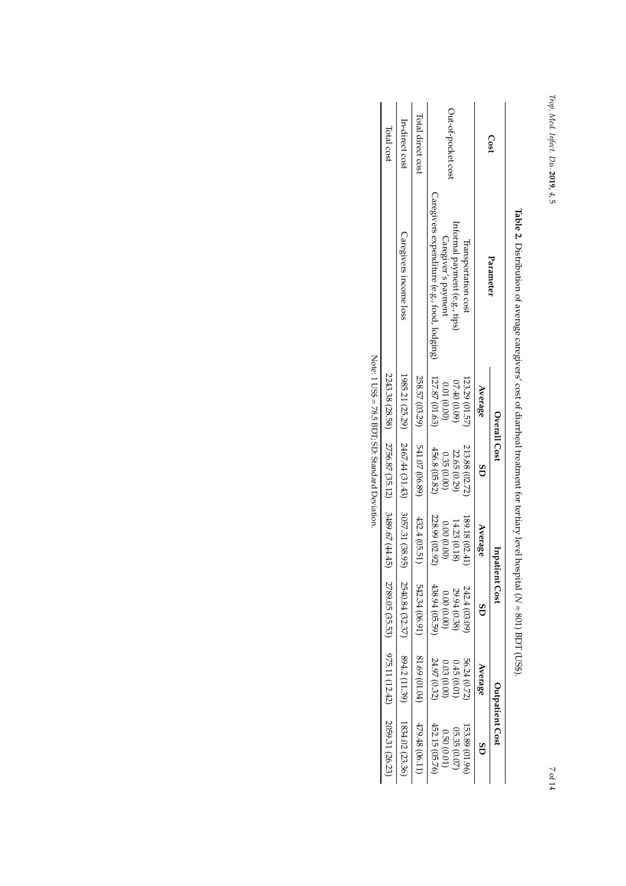**Table 2.** Distribution of average caregivers' cost of diarrheal treatment for tertiary level hospital ($N$ = 801) BDT (US$).

| Cost | Parameter | Overall Cost | | Inpatient Cost | | Outpatient Cost | |
|---|---|---|---|---|---|---|---|
| | | Average | SD | Average | SD | Average | SD |
| Out-of-pocket cost | Transportation cost | 123.29 (01.57) | 213.88 (02.72) | 189.18 (02.41) | 242.4 (03.09) | 56.24 (0.72) | 153.89 (01.96) |
| | Informal payment (e.g., tips) | 07.40 (0.09) | 22.65 (0.29) | 14.23 (0.18) | 29.94 (0.38) | 0.45 (0.01) | 05.35 (0.07) |
| | Caregiver's payment | 0.01 (0.00) | 0.35 (0.00) | 0.00 (0.00) | 0.00 (0.00) | 0.03 (0.00) | 0.50 (0.01) |
| | Caregivers expenditure (e.g., food, lodging) | 127.87 (01.63) | 456.8 (05.82) | 228.99 (02.92) | 438.94 (05.59) | 24.97 (0.32) | 452.15 (05.76) |
| Total direct cost | | 258.57 (03.29) | 541.07 (06.89) | 432.4 (05.51) | 542.34 (06.91) | 81.69 (01.04) | 479.48 (06.11) |
| In-direct cost | Caregivers income loss | 1985.21 (25.29) | 2467.44 (31.43) | 3057.31 (38.95) | 2540.84 (32.37) | 894.2 (11.39) | 1834.02 (23.36) |
| Total cost | | 2243.38 (28.58) | 2756.87 (35.12) | 3489.67 (44.45) | 2789.05 (35.53) | 975.11 (12.42) | 2059.31 (26.23) |

Note: 1 US$ = 78.5 BDT; SD: Standard Deviation.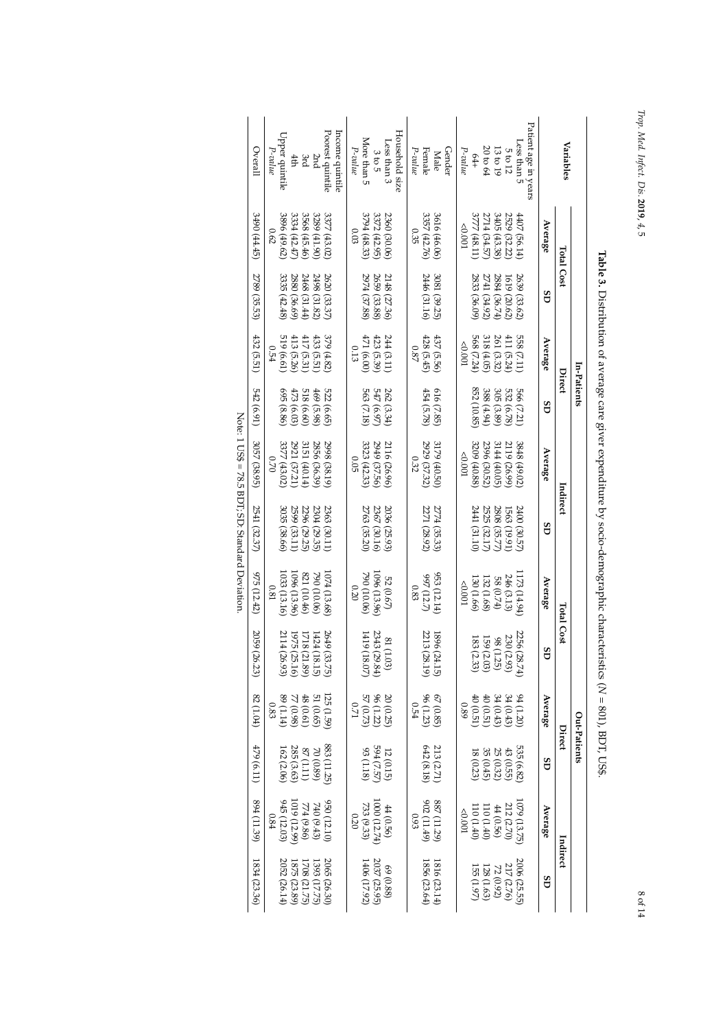**Table 3.** Distribution of average care giver expenditure by socio-demographic characteristics ($N$ = 801), BDT, US$.

| Variables | In-Patients | | | | | | Out-Patients | | | | | |
|---|---|---|---|---|---|---|---|---|---|---|---|---|
| | Total Cost | | Direct | | Indirect | | Total Cost | | Direct | | Indirect | |
| | Average | SD | Average | SD | Average | SD | Average | SD | Average | SD | Average | SD |
| Patient age in years | | | | | | | | | | | | |
| Less than 5 | 4407 (56.14) | 2639 (33.62) | 558 (7.11) | 566 (7.21) | 3848 (49.02) | 2400 (30.57) | 1173 (14.94) | 2256 (28.74) | 94 (1.20) | 535 (6.82) | 1079 (13.75) | 2006 (25.55) |
| 5 to 12 | 2529 (32.22) | 1619 (20.62) | 411 (5.24) | 532 (6.78) | 2119 (26.99) | 1563 (19.91) | 246 (3.13) | 230 (2.93) | 34 (0.43) | 43 (0.55) | 212 (2.70) | 217 (2.76) |
| 13 to 19 | 3405 (43.38) | 2884 (36.74) | 261 (3.32) | 305 (3.89) | 3144 (40.05) | 2808 (35.77) | 58 (0.74) | 98 (1.25) | 34 (0.43) | 25 (0.32) | 44 (0.56) | 72 (0.92) |
| 20 to 64 | 2714 (34.57) | 2741 (34.92) | 318 (4.05) | 388 (4.94) | 2396 (30.52) | 2525 (32.17) | 132 (1.68) | 159 (2.03) | 40 (0.51) | 35 (0.45) | 110 (1.40) | 128 (1.63) |
| 64+ | 3777 (48.11) | 2833 (36.09) | 568 (7.24) | 852 (10.85) | 3209 (40.88) | 2441 (31.10) | 130 (1.66) | 183 (2.33) | 40 (0.51) | 18 (0.23) | 110 (1.40) | 155 (1.97) |
| *P-value* | <0.001 | | <0.001 | | <0.001 | | <0.001 | | 0.89 | | <0.001 | |
| Gender | | | | | | | | | | | | |
| Male | 3616 (46.06) | 3081 (39.25) | 437 (5.56) | 616 (7.85) | 3179 (40.50) | 2774 (35.33) | 953 (12.14) | 1896 (24.15) | 67 (0.85) | 213 (2.71) | 887 (11.29) | 1816 (23.14) |
| Female | 3357 (42.76) | 2446 (31.16) | 428 (5.45) | 454 (5.78) | 2929 (37.32) | 2271 (28.92) | 997 (12.7) | 2213 (28.19) | 96 (1.23) | 642 (8.18) | 902 (11.49) | 1856 (23.64) |
| *P-value* | 0.35 | | 0.87 | | 0.32 | | 0.83 | | 0.54 | | 0.93 | |
| Household size | | | | | | | | | | | | |
| Less than 3 | 2360 (30.06) | 2148 (27.36) | 244 (3.11) | 262 (3.34) | 2116 (26.96) | 2036 (25.93) | 52 (0.67) | 81 (1.03) | 20 (0.25) | 12 (0.15) | 44 (0.56) | 69 (0.88) |
| 3 to 5 | 3372 (42.95) | 2659 (33.88) | 423 (5.39) | 547 (6.97) | 2949 (37.56) | 2367 (30.16) | 1096 (13.96) | 2343 (29.84) | 96 (1.22) | 594 (7.57) | 1000 (12.74) | 2037 (25.95) |
| More than 5 | 3794 (48.33) | 2974 (37.88) | 471 (6.00) | 563 (7.18) | 3323 (42.33) | 2763 (35.20) | 790 (10.06) | 1419 (18.07) | 57 (0.73) | 93 (1.18) | 733 (9.33) | 1406 (17.92) |
| *P-value* | 0.03 | | 0.13 | | 0.05 | | 0.20 | | 0.71 | | 0.20 | |
| Income quintile | | | | | | | | | | | | |
| Poorest quintile | 3377 (43.02) | 2620 (33.37) | 379 (4.82) | 522 (6.65) | 2998 (38.19) | 2363 (30.11) | 1074 (13.68) | 2649 (33.75) | 125 (1.59) | 883 (11.25) | 950 (12.10) | 2065 (26.30) |
| 2nd | 3289 (41.90) | 2498 (31.82) | 433 (5.51) | 469 (5.98) | 2856 (36.39) | 2304 (29.35) | 790 (10.06) | 1424 (18.15) | 51 (0.65) | 70 (0.89) | 740 (9.43) | 1393 (17.75) |
| 3rd | 3568 (45.46) | 2468 (31.44) | 417 (5.31) | 518 (6.60) | 3151 (40.14) | 2296 (29.25) | 821 (10.46) | 1718 (21.89) | 48 (0.61) | 87 (1.11) | 774 (9.86) | 1708 (21.75) |
| 4th | 3334 (42.47) | 2880 (36.69) | 413 (5.26) | 473 (6.03) | 2921 (37.21) | 2599 (33.11) | 1096 (13.96) | 1975 (25.16) | 77 (0.98) | 285 (3.63) | 1019 (12.99) | 1875 (23.89) |
| Upper quintile | 3896 (49.62) | 3335 (42.48) | 519 (6.61) | 695 (8.86) | 3377 (43.02) | 3035 (38.66) | 1033 (13.16) | 2114 (26.93) | 89 (1.14) | 162 (2.06) | 945 (12.03) | 2052 (26.14) |
| *P-value* | 0.62 | | 0.54 | | 0.70 | | 0.81 | | 0.83 | | 0.84 | |
| Overall | 3490 (44.45) | 2789 (35.53) | 432 (5.51) | 542 (6.91) | 3057 (38.95) | 2541 (32.37) | 975 (12.42) | 2059 (26.23) | 82 (1.04) | 479 (6.11) | 894 (11.39) | 1834 (23.36) |

Note: 1 US$ = 78.5 BDT; SD: Standard Deviation.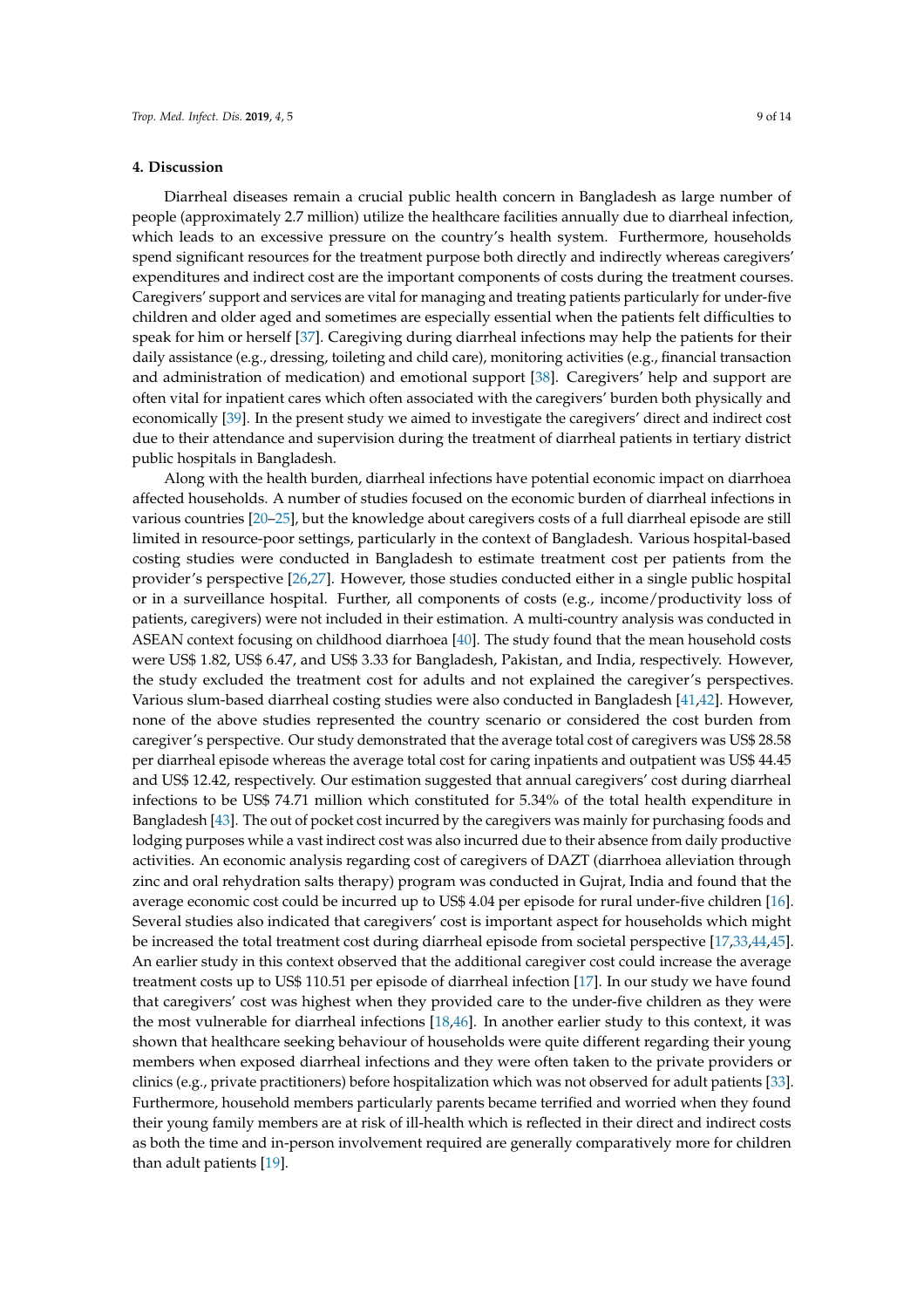## 4. Discussion

Diarrheal diseases remain a crucial public health concern in Bangladesh as large number of people (approximately 2.7 million) utilize the healthcare facilities annually due to diarrheal infection, which leads to an excessive pressure on the country's health system. Furthermore, households spend significant resources for the treatment purpose both directly and indirectly whereas caregivers' expenditures and indirect cost are the important components of costs during the treatment courses. Caregivers' support and services are vital for managing and treating patients particularly for under-five children and older aged and sometimes are especially essential when the patients felt difficulties to speak for him or herself [37]. Caregiving during diarrheal infections may help the patients for their daily assistance (e.g., dressing, toileting and child care), monitoring activities (e.g., financial transaction and administration of medication) and emotional support [38]. Caregivers' help and support are often vital for inpatient cares which often associated with the caregivers' burden both physically and economically [39]. In the present study we aimed to investigate the caregivers' direct and indirect cost due to their attendance and supervision during the treatment of diarrheal patients in tertiary district public hospitals in Bangladesh.

Along with the health burden, diarrheal infections have potential economic impact on diarrhoea affected households. A number of studies focused on the economic burden of diarrheal infections in various countries [20–25], but the knowledge about caregivers costs of a full diarrheal episode are still limited in resource-poor settings, particularly in the context of Bangladesh. Various hospital-based costing studies were conducted in Bangladesh to estimate treatment cost per patients from the provider's perspective [26,27]. However, those studies conducted either in a single public hospital or in a surveillance hospital. Further, all components of costs (e.g., income/productivity loss of patients, caregivers) were not included in their estimation. A multi-country analysis was conducted in ASEAN context focusing on childhood diarrhoea [40]. The study found that the mean household costs were US$ 1.82, US$ 6.47, and US$ 3.33 for Bangladesh, Pakistan, and India, respectively. However, the study excluded the treatment cost for adults and not explained the caregiver's perspectives. Various slum-based diarrheal costing studies were also conducted in Bangladesh [41,42]. However, none of the above studies represented the country scenario or considered the cost burden from caregiver's perspective. Our study demonstrated that the average total cost of caregivers was US$ 28.58 per diarrheal episode whereas the average total cost for caring inpatients and outpatient was US$ 44.45 and US$ 12.42, respectively. Our estimation suggested that annual caregivers' cost during diarrheal infections to be US$ 74.71 million which constituted for 5.34% of the total health expenditure in Bangladesh [43]. The out of pocket cost incurred by the caregivers was mainly for purchasing foods and lodging purposes while a vast indirect cost was also incurred due to their absence from daily productive activities. An economic analysis regarding cost of caregivers of DAZT (diarrhoea alleviation through zinc and oral rehydration salts therapy) program was conducted in Gujrat, India and found that the average economic cost could be incurred up to US$ 4.04 per episode for rural under-five children [16]. Several studies also indicated that caregivers' cost is important aspect for households which might be increased the total treatment cost during diarrheal episode from societal perspective [17,33,44,45]. An earlier study in this context observed that the additional caregiver cost could increase the average treatment costs up to US$ 110.51 per episode of diarrheal infection [17]. In our study we have found that caregivers' cost was highest when they provided care to the under-five children as they were the most vulnerable for diarrheal infections [18,46]. In another earlier study to this context, it was shown that healthcare seeking behaviour of households were quite different regarding their young members when exposed diarrheal infections and they were often taken to the private providers or clinics (e.g., private practitioners) before hospitalization which was not observed for adult patients [33]. Furthermore, household members particularly parents became terrified and worried when they found their young family members are at risk of ill-health which is reflected in their direct and indirect costs as both the time and in-person involvement required are generally comparatively more for children than adult patients [19].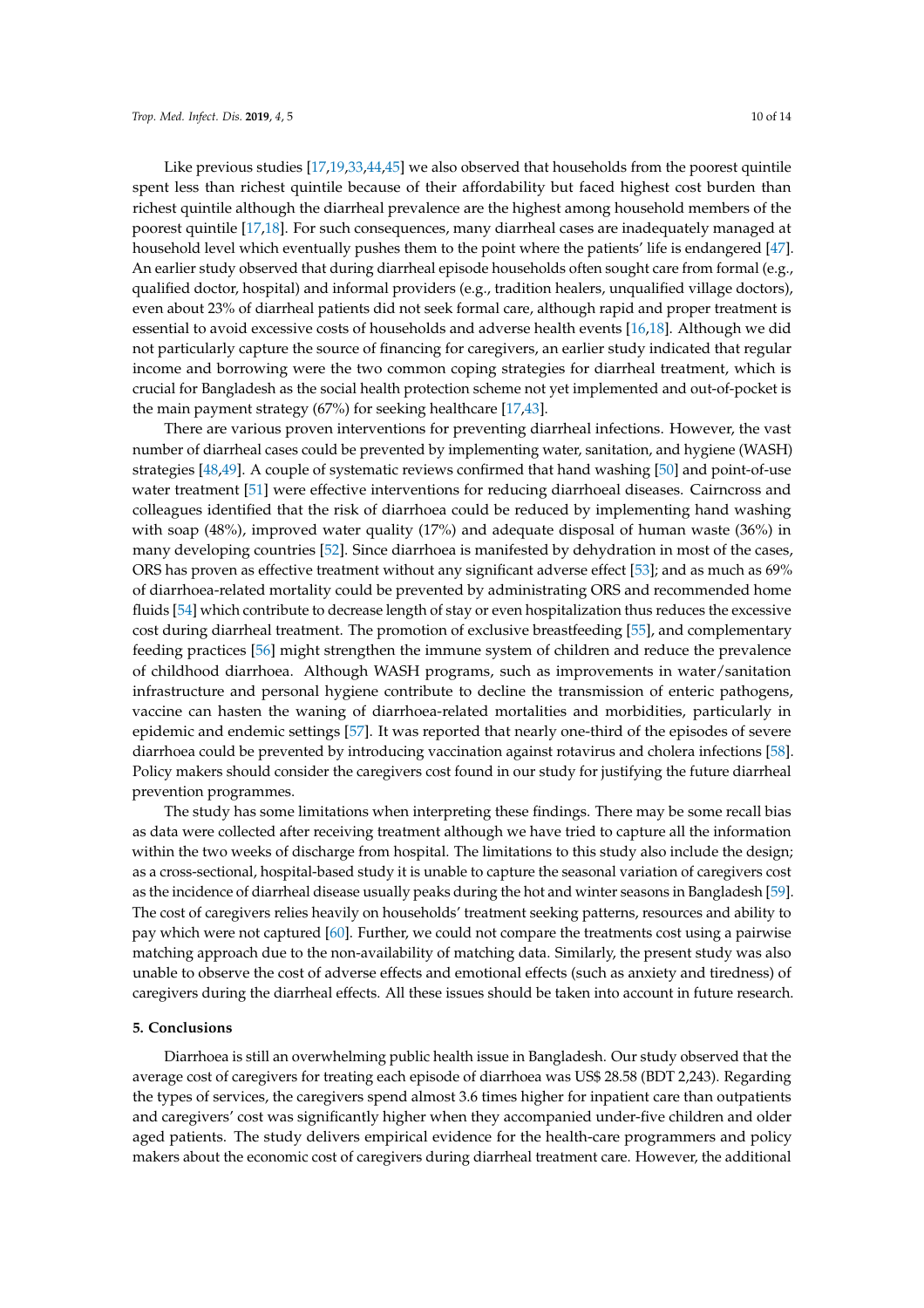Like previous studies [17,19,33,44,45] we also observed that households from the poorest quintile spent less than richest quintile because of their affordability but faced highest cost burden than richest quintile although the diarrheal prevalence are the highest among household members of the poorest quintile [17,18]. For such consequences, many diarrheal cases are inadequately managed at household level which eventually pushes them to the point where the patients' life is endangered [47]. An earlier study observed that during diarrheal episode households often sought care from formal (e.g., qualified doctor, hospital) and informal providers (e.g., tradition healers, unqualified village doctors), even about 23% of diarrheal patients did not seek formal care, although rapid and proper treatment is essential to avoid excessive costs of households and adverse health events [16,18]. Although we did not particularly capture the source of financing for caregivers, an earlier study indicated that regular income and borrowing were the two common coping strategies for diarrheal treatment, which is crucial for Bangladesh as the social health protection scheme not yet implemented and out-of-pocket is the main payment strategy (67%) for seeking healthcare [17,43].

There are various proven interventions for preventing diarrheal infections. However, the vast number of diarrheal cases could be prevented by implementing water, sanitation, and hygiene (WASH) strategies [48,49]. A couple of systematic reviews confirmed that hand washing [50] and point-of-use water treatment [51] were effective interventions for reducing diarrhoeal diseases. Cairncross and colleagues identified that the risk of diarrhoea could be reduced by implementing hand washing with soap (48%), improved water quality (17%) and adequate disposal of human waste (36%) in many developing countries [52]. Since diarrhoea is manifested by dehydration in most of the cases, ORS has proven as effective treatment without any significant adverse effect [53]; and as much as 69% of diarrhoea-related mortality could be prevented by administrating ORS and recommended home fluids [54] which contribute to decrease length of stay or even hospitalization thus reduces the excessive cost during diarrheal treatment. The promotion of exclusive breastfeeding [55], and complementary feeding practices [56] might strengthen the immune system of children and reduce the prevalence of childhood diarrhoea. Although WASH programs, such as improvements in water/sanitation infrastructure and personal hygiene contribute to decline the transmission of enteric pathogens, vaccine can hasten the waning of diarrhoea-related mortalities and morbidities, particularly in epidemic and endemic settings [57]. It was reported that nearly one-third of the episodes of severe diarrhoea could be prevented by introducing vaccination against rotavirus and cholera infections [58]. Policy makers should consider the caregivers cost found in our study for justifying the future diarrheal prevention programmes.

The study has some limitations when interpreting these findings. There may be some recall bias as data were collected after receiving treatment although we have tried to capture all the information within the two weeks of discharge from hospital. The limitations to this study also include the design; as a cross-sectional, hospital-based study it is unable to capture the seasonal variation of caregivers cost as the incidence of diarrheal disease usually peaks during the hot and winter seasons in Bangladesh [59]. The cost of caregivers relies heavily on households' treatment seeking patterns, resources and ability to pay which were not captured [60]. Further, we could not compare the treatments cost using a pairwise matching approach due to the non-availability of matching data. Similarly, the present study was also unable to observe the cost of adverse effects and emotional effects (such as anxiety and tiredness) of caregivers during the diarrheal effects. All these issues should be taken into account in future research.

## 5. Conclusions

Diarrhoea is still an overwhelming public health issue in Bangladesh. Our study observed that the average cost of caregivers for treating each episode of diarrhoea was US$ 28.58 (BDT 2,243). Regarding the types of services, the caregivers spend almost 3.6 times higher for inpatient care than outpatients and caregivers' cost was significantly higher when they accompanied under-five children and older aged patients. The study delivers empirical evidence for the health-care programmers and policy makers about the economic cost of caregivers during diarrheal treatment care. However, the additional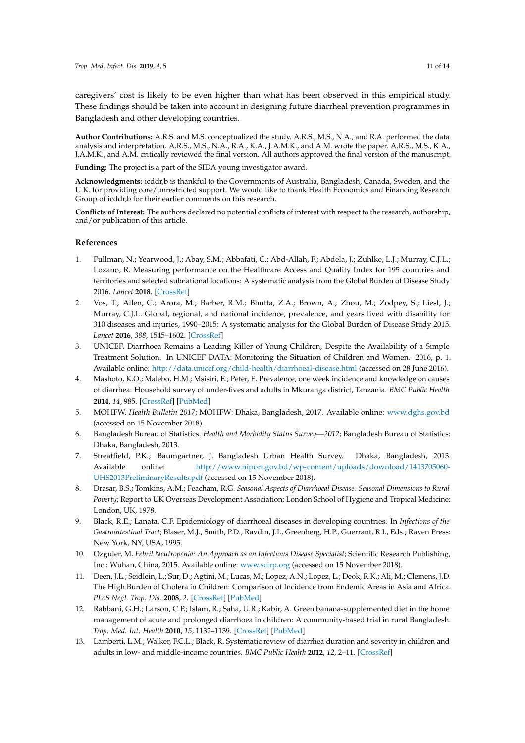caregivers' cost is likely to be even higher than what has been observed in this empirical study. These findings should be taken into account in designing future diarrheal prevention programmes in Bangladesh and other developing countries.

**Author Contributions:** A.R.S. and M.S. conceptualized the study. A.R.S., M.S., N.A., and R.A. performed the data analysis and interpretation. A.R.S., M.S., N.A., R.A., K.A., J.A.M.K., and A.M. wrote the paper. A.R.S., M.S., K.A., J.A.M.K., and A.M. critically reviewed the final version. All authors approved the final version of the manuscript.

**Funding:** The project is a part of the SIDA young investigator award.

**Acknowledgments:** icddr,b is thankful to the Governments of Australia, Bangladesh, Canada, Sweden, and the U.K. for providing core/unrestricted support. We would like to thank Health Economics and Financing Research Group of icddr,b for their earlier comments on this research.

**Conflicts of Interest:** The authors declared no potential conflicts of interest with respect to the research, authorship, and/or publication of this article.

## References

1. Fullman, N.; Yearwood, J.; Abay, S.M.; Abbafati, C.; Abd-Allah, F.; Abdela, J.; Zuhlke, L.J.; Murray, C.J.L.; Lozano, R. Measuring performance on the Healthcare Access and Quality Index for 195 countries and territories and selected subnational locations: A systematic analysis from the Global Burden of Disease Study 2016. *Lancet* **2018**. [CrossRef]
2. Vos, T.; Allen, C.; Arora, M.; Barber, R.M.; Bhutta, Z.A.; Brown, A.; Zhou, M.; Zodpey, S.; Liesl, J.; Murray, C.J.L. Global, regional, and national incidence, prevalence, and years lived with disability for 310 diseases and injuries, 1990–2015: A systematic analysis for the Global Burden of Disease Study 2015. *Lancet* **2016**, *388*, 1545–1602. [CrossRef]
3. UNICEF. Diarrhoea Remains a Leading Killer of Young Children, Despite the Availability of a Simple Treatment Solution. In UNICEF DATA: Monitoring the Situation of Children and Women. 2016, p. 1. Available online: http://data.unicef.org/child-health/diarrhoeal-disease.html (accessed on 28 June 2016).
4. Mashoto, K.O.; Malebo, H.M.; Msisiri, E.; Peter, E. Prevalence, one week incidence and knowledge on causes of diarrhea: Household survey of under-fives and adults in Mkuranga district, Tanzania. *BMC Public Health* **2014**, *14*, 985. [CrossRef] [PubMed]
5. MOHFW. *Health Bulletin 2017*; MOHFW: Dhaka, Bangladesh, 2017. Available online: www.dghs.gov.bd (accessed on 15 November 2018).
6. Bangladesh Bureau of Statistics. *Health and Morbidity Status Survey—2012*; Bangladesh Bureau of Statistics: Dhaka, Bangladesh, 2013.
7. Streatfield, P.K.; Baumgartner, J. Bangladesh Urban Health Survey. Dhaka, Bangladesh, 2013. Available online: http://www.niport.gov.bd/wp-content/uploads/download/1413705060-UHS2013PreliminaryResults.pdf (accessed on 15 November 2018).
8. Drasar, B.S.; Tomkins, A.M.; Feacham, R.G. *Seasonal Aspects of Diarrhoeal Disease. Seasonal Dimensions to Rural Poverty*; Report to UK Overseas Development Association; London School of Hygiene and Tropical Medicine: London, UK, 1978.
9. Black, R.E.; Lanata, C.F. Epidemiology of diarrhoeal diseases in developing countries. In *Infections of the Gastrointestinal Tract*; Blaser, M.J., Smith, P.D., Ravdin, J.I., Greenberg, H.P., Guerrant, R.I., Eds.; Raven Press: New York, NY, USA, 1995.
10. Ozguler, M. *Febril Neutropenia: An Approach as an Infectious Disease Specialist*; Scientific Research Publishing, Inc.: Wuhan, China, 2015. Available online: www.scirp.org (accessed on 15 November 2018).
11. Deen, J.L.; Seidlein, L.; Sur, D.; Agtini, M.; Lucas, M.; Lopez, A.N.; Lopez, L.; Deok, R.K.; Ali, M.; Clemens, J.D. The High Burden of Cholera in Children: Comparison of Incidence from Endemic Areas in Asia and Africa. *PLoS Negl. Trop. Dis.* **2008**, *2*. [CrossRef] [PubMed]
12. Rabbani, G.H.; Larson, C.P.; Islam, R.; Saha, U.R.; Kabir, A. Green banana-supplemented diet in the home management of acute and prolonged diarrhoea in children: A community-based trial in rural Bangladesh. *Trop. Med. Int. Health* **2010**, *15*, 1132–1139. [CrossRef] [PubMed]
13. Lamberti, L.M.; Walker, F.C.L.; Black, R. Systematic review of diarrhea duration and severity in children and adults in low- and middle-income countries. *BMC Public Health* **2012**, *12*, 2–11. [CrossRef]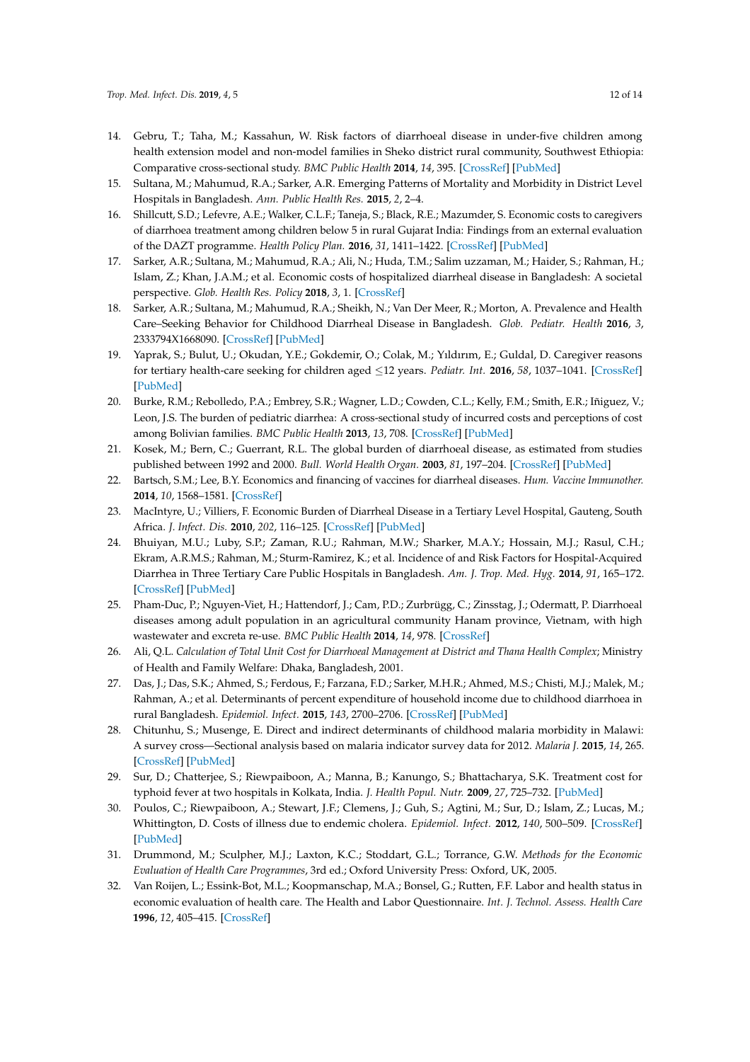14. Gebru, T.; Taha, M.; Kassahun, W. Risk factors of diarrhoeal disease in under-five children among health extension model and non-model families in Sheko district rural community, Southwest Ethiopia: Comparative cross-sectional study. *BMC Public Health* **2014**, *14*, 395. [CrossRef] [PubMed]
15. Sultana, M.; Mahumud, R.A.; Sarker, A.R. Emerging Patterns of Mortality and Morbidity in District Level Hospitals in Bangladesh. *Ann. Public Health Res.* **2015**, *2*, 2–4.
16. Shillcutt, S.D.; Lefevre, A.E.; Walker, C.L.F.; Taneja, S.; Black, R.E.; Mazumder, S. Economic costs to caregivers of diarrhoea treatment among children below 5 in rural Gujarat India: Findings from an external evaluation of the DAZT programme. *Health Policy Plan.* **2016**, *31*, 1411–1422. [CrossRef] [PubMed]
17. Sarker, A.R.; Sultana, M.; Mahumud, R.A.; Ali, N.; Huda, T.M.; Salim uzzaman, M.; Haider, S.; Rahman, H.; Islam, Z.; Khan, J.A.M.; et al. Economic costs of hospitalized diarrheal disease in Bangladesh: A societal perspective. *Glob. Health Res. Policy* **2018**, *3*, 1. [CrossRef]
18. Sarker, A.R.; Sultana, M.; Mahumud, R.A.; Sheikh, N.; Van Der Meer, R.; Morton, A. Prevalence and Health Care–Seeking Behavior for Childhood Diarrheal Disease in Bangladesh. *Glob. Pediatr. Health* **2016**, *3*, 2333794X1668090. [CrossRef] [PubMed]
19. Yaprak, S.; Bulut, U.; Okudan, Y.E.; Gokdemir, O.; Colak, M.; Yıldırım, E.; Guldal, D. Caregiver reasons for tertiary health-care seeking for children aged ≤12 years. *Pediatr. Int.* **2016**, *58*, 1037–1041. [CrossRef] [PubMed]
20. Burke, R.M.; Rebolledo, P.A.; Embrey, S.R.; Wagner, L.D.; Cowden, C.L.; Kelly, F.M.; Smith, E.R.; Iñiguez, V.; Leon, J.S. The burden of pediatric diarrhea: A cross-sectional study of incurred costs and perceptions of cost among Bolivian families. *BMC Public Health* **2013**, *13*, 708. [CrossRef] [PubMed]
21. Kosek, M.; Bern, C.; Guerrant, R.L. The global burden of diarrhoeal disease, as estimated from studies published between 1992 and 2000. *Bull. World Health Organ.* **2003**, *81*, 197–204. [CrossRef] [PubMed]
22. Bartsch, S.M.; Lee, B.Y. Economics and financing of vaccines for diarrheal diseases. *Hum. Vaccine Immunother.* **2014**, *10*, 1568–1581. [CrossRef]
23. MacIntyre, U.; Villiers, F. Economic Burden of Diarrheal Disease in a Tertiary Level Hospital, Gauteng, South Africa. *J. Infect. Dis.* **2010**, *202*, 116–125. [CrossRef] [PubMed]
24. Bhuiyan, M.U.; Luby, S.P.; Zaman, R.U.; Rahman, M.W.; Sharker, M.A.Y.; Hossain, M.J.; Rasul, C.H.; Ekram, A.R.M.S.; Rahman, M.; Sturm-Ramirez, K.; et al. Incidence of and Risk Factors for Hospital-Acquired Diarrhea in Three Tertiary Care Public Hospitals in Bangladesh. *Am. J. Trop. Med. Hyg.* **2014**, *91*, 165–172. [CrossRef] [PubMed]
25. Pham-Duc, P.; Nguyen-Viet, H.; Hattendorf, J.; Cam, P.D.; Zurbrügg, C.; Zinsstag, J.; Odermatt, P. Diarrhoeal diseases among adult population in an agricultural community Hanam province, Vietnam, with high wastewater and excreta re-use. *BMC Public Health* **2014**, *14*, 978. [CrossRef]
26. Ali, Q.L. *Calculation of Total Unit Cost for Diarrhoeal Management at District and Thana Health Complex*; Ministry of Health and Family Welfare: Dhaka, Bangladesh, 2001.
27. Das, J.; Das, S.K.; Ahmed, S.; Ferdous, F.; Farzana, F.D.; Sarker, M.H.R.; Ahmed, M.S.; Chisti, M.J.; Malek, M.; Rahman, A.; et al. Determinants of percent expenditure of household income due to childhood diarrhoea in rural Bangladesh. *Epidemiol. Infect.* **2015**, *143*, 2700–2706. [CrossRef] [PubMed]
28. Chitunhu, S.; Musenge, E. Direct and indirect determinants of childhood malaria morbidity in Malawi: A survey cross—Sectional analysis based on malaria indicator survey data for 2012. *Malaria J.* **2015**, *14*, 265. [CrossRef] [PubMed]
29. Sur, D.; Chatterjee, S.; Riewpaiboon, A.; Manna, B.; Kanungo, S.; Bhattacharya, S.K. Treatment cost for typhoid fever at two hospitals in Kolkata, India. *J. Health Popul. Nutr.* **2009**, *27*, 725–732. [PubMed]
30. Poulos, C.; Riewpaiboon, A.; Stewart, J.F.; Clemens, J.; Guh, S.; Agtini, M.; Sur, D.; Islam, Z.; Lucas, M.; Whittington, D. Costs of illness due to endemic cholera. *Epidemiol. Infect.* **2012**, *140*, 500–509. [CrossRef] [PubMed]
31. Drummond, M.; Sculpher, M.J.; Laxton, K.C.; Stoddart, G.L.; Torrance, G.W. *Methods for the Economic Evaluation of Health Care Programmes*, 3rd ed.; Oxford University Press: Oxford, UK, 2005.
32. Van Roijen, L.; Essink-Bot, M.L.; Koopmanschap, M.A.; Bonsel, G.; Rutten, F.F. Labor and health status in economic evaluation of health care. The Health and Labor Questionnaire. *Int. J. Technol. Assess. Health Care* **1996**, *12*, 405–415. [CrossRef]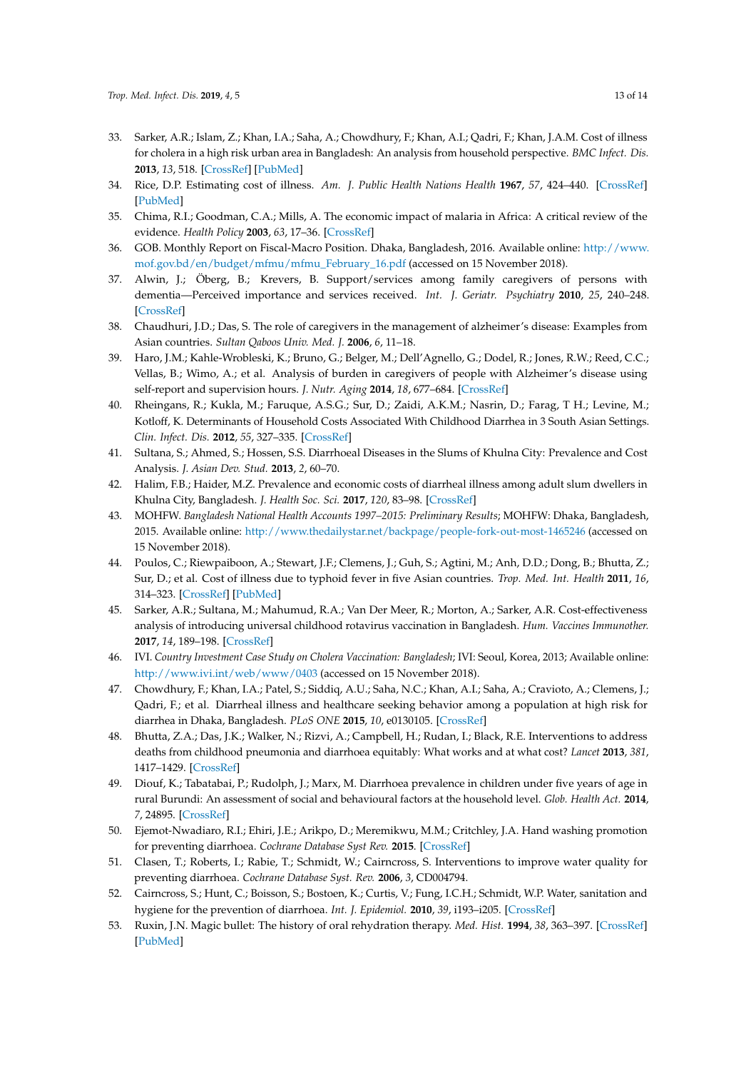33. Sarker, A.R.; Islam, Z.; Khan, I.A.; Saha, A.; Chowdhury, F.; Khan, A.I.; Qadri, F.; Khan, J.A.M. Cost of illness for cholera in a high risk urban area in Bangladesh: An analysis from household perspective. *BMC Infect. Dis.* **2013**, *13*, 518. [CrossRef] [PubMed]
34. Rice, D.P. Estimating cost of illness. *Am. J. Public Health Nations Health* **1967**, *57*, 424–440. [CrossRef] [PubMed]
35. Chima, R.I.; Goodman, C.A.; Mills, A. The economic impact of malaria in Africa: A critical review of the evidence. *Health Policy* **2003**, *63*, 17–36. [CrossRef]
36. GOB. Monthly Report on Fiscal-Macro Position. Dhaka, Bangladesh, 2016. Available online: http://www.mof.gov.bd/en/budget/mfmu/mfmu_February_16.pdf (accessed on 15 November 2018).
37. Alwin, J.; Öberg, B.; Krevers, B. Support/services among family caregivers of persons with dementia—Perceived importance and services received. *Int. J. Geriatr. Psychiatry* **2010**, *25*, 240–248. [CrossRef]
38. Chaudhuri, J.D.; Das, S. The role of caregivers in the management of alzheimer's disease: Examples from Asian countries. *Sultan Qaboos Univ. Med. J.* **2006**, *6*, 11–18.
39. Haro, J.M.; Kahle-Wrobleski, K.; Bruno, G.; Belger, M.; Dell'Agnello, G.; Dodel, R.; Jones, R.W.; Reed, C.C.; Vellas, B.; Wimo, A.; et al. Analysis of burden in caregivers of people with Alzheimer's disease using self-report and supervision hours. *J. Nutr. Aging* **2014**, *18*, 677–684. [CrossRef]
40. Rheingans, R.; Kukla, M.; Faruque, A.S.G.; Sur, D.; Zaidi, A.K.M.; Nasrin, D.; Farag, T H.; Levine, M.; Kotloff, K. Determinants of Household Costs Associated With Childhood Diarrhea in 3 South Asian Settings. *Clin. Infect. Dis.* **2012**, *55*, 327–335. [CrossRef]
41. Sultana, S.; Ahmed, S.; Hossen, S.S. Diarrhoeal Diseases in the Slums of Khulna City: Prevalence and Cost Analysis. *J. Asian Dev. Stud.* **2013**, *2*, 60–70.
42. Halim, F.B.; Haider, M.Z. Prevalence and economic costs of diarrheal illness among adult slum dwellers in Khulna City, Bangladesh. *J. Health Soc. Sci.* **2017**, *120*, 83–98. [CrossRef]
43. MOHFW. *Bangladesh National Health Accounts 1997–2015: Preliminary Results*; MOHFW: Dhaka, Bangladesh, 2015. Available online: http://www.thedailystar.net/backpage/people-fork-out-most-1465246 (accessed on 15 November 2018).
44. Poulos, C.; Riewpaiboon, A.; Stewart, J.F.; Clemens, J.; Guh, S.; Agtini, M.; Anh, D.D.; Dong, B.; Bhutta, Z.; Sur, D.; et al. Cost of illness due to typhoid fever in five Asian countries. *Trop. Med. Int. Health* **2011**, *16*, 314–323. [CrossRef] [PubMed]
45. Sarker, A.R.; Sultana, M.; Mahumud, R.A.; Van Der Meer, R.; Morton, A.; Sarker, A.R. Cost-effectiveness analysis of introducing universal childhood rotavirus vaccination in Bangladesh. *Hum. Vaccines Immunother.* **2017**, *14*, 189–198. [CrossRef]
46. IVI. *Country Investment Case Study on Cholera Vaccination: Bangladesh*; IVI: Seoul, Korea, 2013; Available online: http://www.ivi.int/web/www/0403 (accessed on 15 November 2018).
47. Chowdhury, F.; Khan, I.A.; Patel, S.; Siddiq, A.U.; Saha, N.C.; Khan, A.I.; Saha, A.; Cravioto, A.; Clemens, J.; Qadri, F.; et al. Diarrheal illness and healthcare seeking behavior among a population at high risk for diarrhea in Dhaka, Bangladesh. *PLoS ONE* **2015**, *10*, e0130105. [CrossRef]
48. Bhutta, Z.A.; Das, J.K.; Walker, N.; Rizvi, A.; Campbell, H.; Rudan, I.; Black, R.E. Interventions to address deaths from childhood pneumonia and diarrhoea equitably: What works and at what cost? *Lancet* **2013**, *381*, 1417–1429. [CrossRef]
49. Diouf, K.; Tabatabai, P.; Rudolph, J.; Marx, M. Diarrhoea prevalence in children under five years of age in rural Burundi: An assessment of social and behavioural factors at the household level. *Glob. Health Act.* **2014**, *7*, 24895. [CrossRef]
50. Ejemot-Nwadiaro, R.I.; Ehiri, J.E.; Arikpo, D.; Meremikwu, M.M.; Critchley, J.A. Hand washing promotion for preventing diarrhoea. *Cochrane Database Syst Rev.* **2015**. [CrossRef]
51. Clasen, T.; Roberts, I.; Rabie, T.; Schmidt, W.; Cairncross, S. Interventions to improve water quality for preventing diarrhoea. *Cochrane Database Syst. Rev.* **2006**, *3*, CD004794.
52. Cairncross, S.; Hunt, C.; Boisson, S.; Bostoen, K.; Curtis, V.; Fung, I.C.H.; Schmidt, W.P. Water, sanitation and hygiene for the prevention of diarrhoea. *Int. J. Epidemiol.* **2010**, *39*, i193–i205. [CrossRef]
53. Ruxin, J.N. Magic bullet: The history of oral rehydration therapy. *Med. Hist.* **1994**, *38*, 363–397. [CrossRef] [PubMed]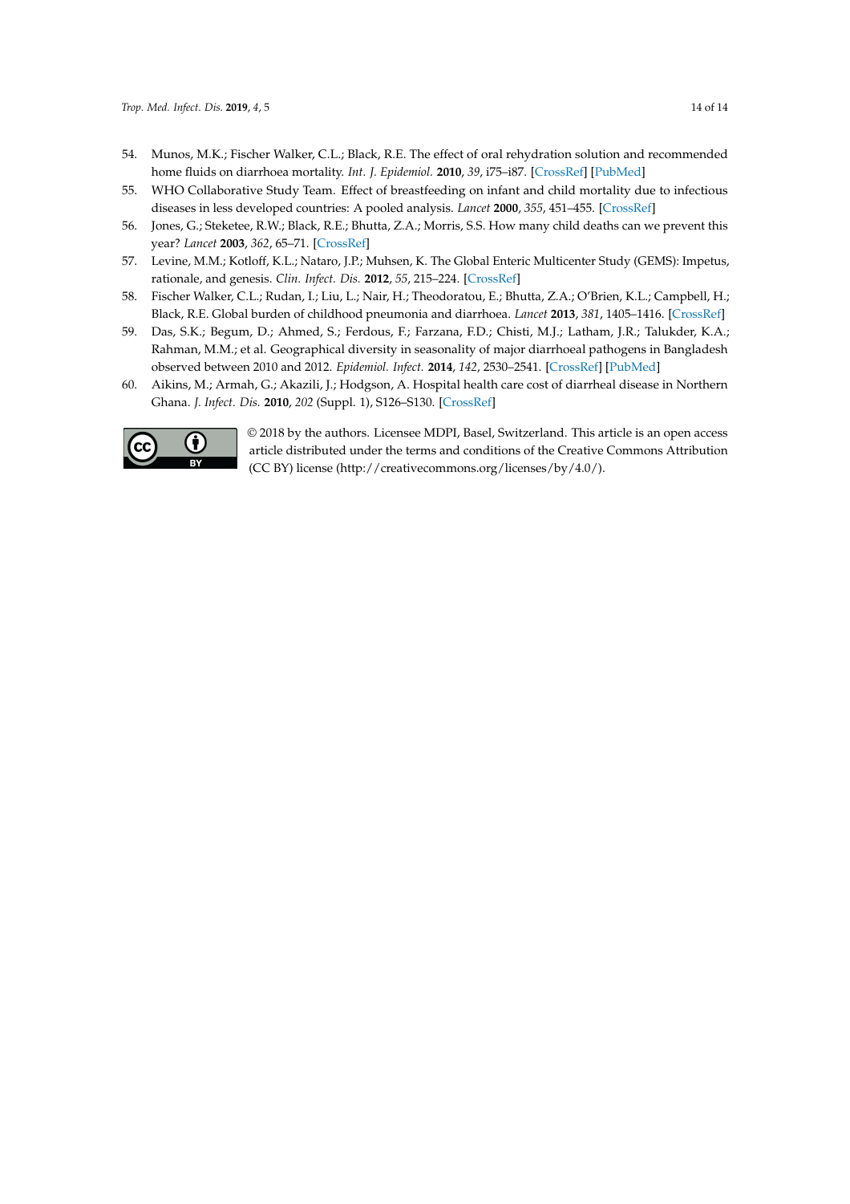54. Munos, M.K.; Fischer Walker, C.L.; Black, R.E. The effect of oral rehydration solution and recommended home fluids on diarrhoea mortality. *Int. J. Epidemiol.* **2010**, *39*, i75–i87. [CrossRef] [PubMed]
55. WHO Collaborative Study Team. Effect of breastfeeding on infant and child mortality due to infectious diseases in less developed countries: A pooled analysis. *Lancet* **2000**, *355*, 451–455. [CrossRef]
56. Jones, G.; Steketee, R.W.; Black, R.E.; Bhutta, Z.A.; Morris, S.S. How many child deaths can we prevent this year? *Lancet* **2003**, *362*, 65–71. [CrossRef]
57. Levine, M.M.; Kotloff, K.L.; Nataro, J.P.; Muhsen, K. The Global Enteric Multicenter Study (GEMS): Impetus, rationale, and genesis. *Clin. Infect. Dis.* **2012**, *55*, 215–224. [CrossRef]
58. Fischer Walker, C.L.; Rudan, I.; Liu, L.; Nair, H.; Theodoratou, E.; Bhutta, Z.A.; O'Brien, K.L.; Campbell, H.; Black, R.E. Global burden of childhood pneumonia and diarrhoea. *Lancet* **2013**, *381*, 1405–1416. [CrossRef]
59. Das, S.K.; Begum, D.; Ahmed, S.; Ferdous, F.; Farzana, F.D.; Chisti, M.J.; Latham, J.R.; Talukder, K.A.; Rahman, M.M.; et al. Geographical diversity in seasonality of major diarrhoeal pathogens in Bangladesh observed between 2010 and 2012. *Epidemiol. Infect.* **2014**, *142*, 2530–2541. [CrossRef] [PubMed]
60. Aikins, M.; Armah, G.; Akazili, J.; Hodgson, A. Hospital health care cost of diarrheal disease in Northern Ghana. *J. Infect. Dis.* **2010**, *202* (Suppl. 1), S126–S130. [CrossRef]

© 2018 by the authors. Licensee MDPI, Basel, Switzerland. This article is an open access article distributed under the terms and conditions of the Creative Commons Attribution (CC BY) license (http://creativecommons.org/licenses/by/4.0/).